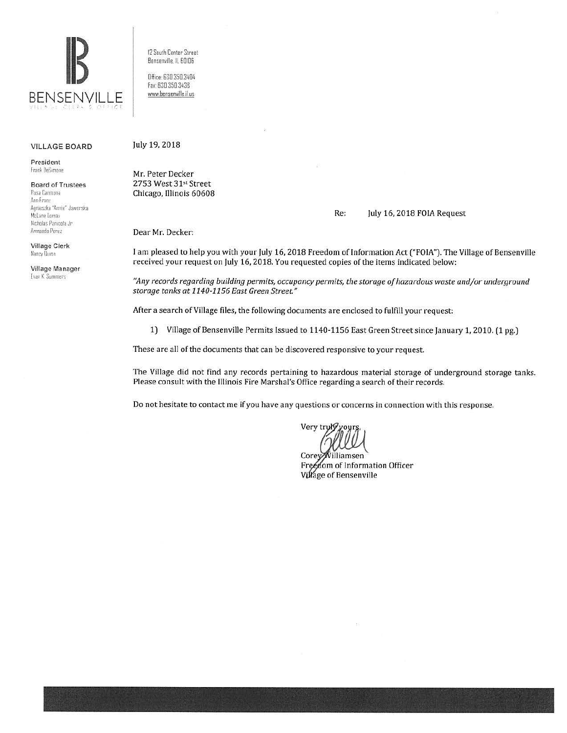BENSENVILLE

VILLAGE CLERK'S OFFICE

12 South Center Street
Bensenville, IL 60106

Office: 630.350.3404
Fax: 630.350.3438
www.bensenville.il.us

**VILLAGE BOARD**

**President**
Frank DeSimone

**Board of Trustees**
Rosa Carmona
Ann Franz
Agnieszka "Annie" Jaworska
McLane Lomax
Nicholas Panicola Jr.
Armando Perez

**Village Clerk**
Nancy Quinn

**Village Manager**
Evan K. Summers

July 19, 2018

Mr. Peter Decker
2753 West 31st Street
Chicago, Illinois 60608

Re: July 16, 2018 FOIA Request

Dear Mr. Decker:

I am pleased to help you with your July 16, 2018 Freedom of Information Act ("FOIA"). The Village of Bensenville received your request on July 16, 2018. You requested copies of the items indicated below:

*"Any records regarding building permits, occupancy permits, the storage of hazardous waste and/or underground storage tanks at 1140-1156 East Green Street."*

After a search of Village files, the following documents are enclosed to fulfill your request:

1) Village of Bensenville Permits Issued to 1140-1156 East Green Street since January 1, 2010. (1 pg.)

These are all of the documents that can be discovered responsive to your request.

The Village did not find any records pertaining to hazardous material storage of underground storage tanks. Please consult with the Illinois Fire Marshal's Office regarding a search of their records.

Do not hesitate to contact me if you have any questions or concerns in connection with this response.

Very truly yours,

Corey Williamsen
Freedom of Information Officer
Village of Bensenville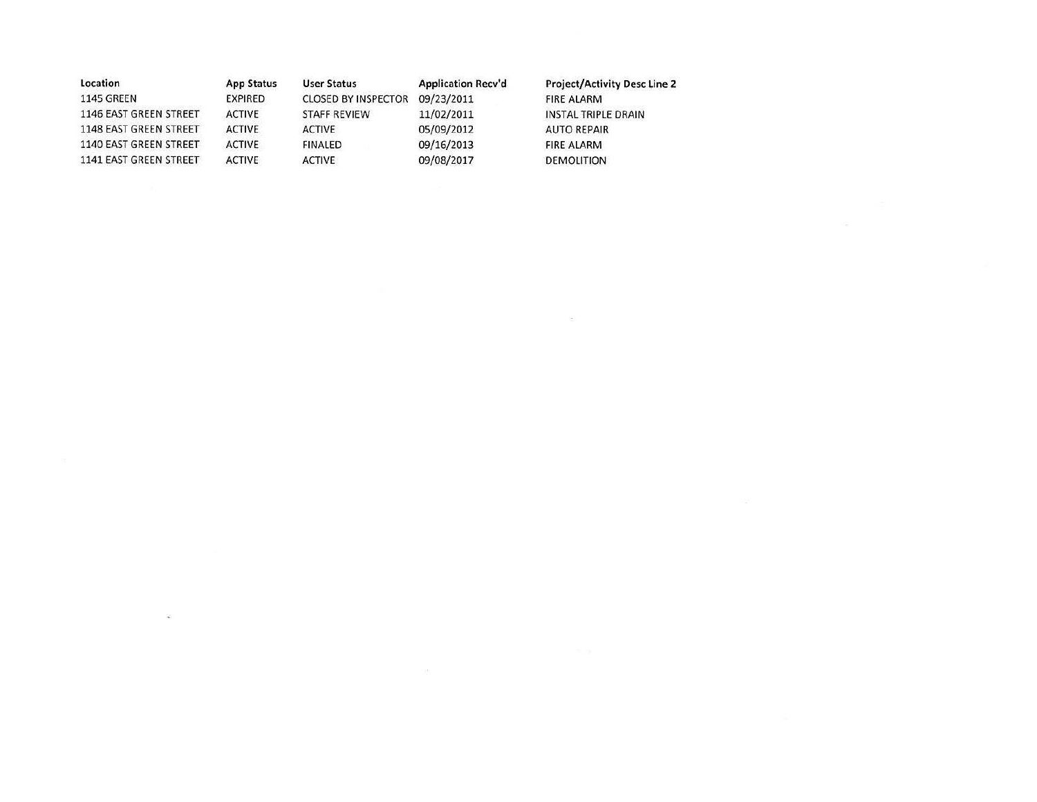| Location | App Status | User Status | Application Recv'd | Project/Activity Desc Line 2 |
| --- | --- | --- | --- | --- |
| 1145 GREEN | EXPIRED | CLOSED BY INSPECTOR | 09/23/2011 | FIRE ALARM |
| 1146 EAST GREEN STREET | ACTIVE | STAFF REVIEW | 11/02/2011 | INSTAL TRIPLE DRAIN |
| 1148 EAST GREEN STREET | ACTIVE | ACTIVE | 05/09/2012 | AUTO REPAIR |
| 1140 EAST GREEN STREET | ACTIVE | FINALED | 09/16/2013 | FIRE ALARM |
| 1141 EAST GREEN STREET | ACTIVE | ACTIVE | 09/08/2017 | DEMOLITION |